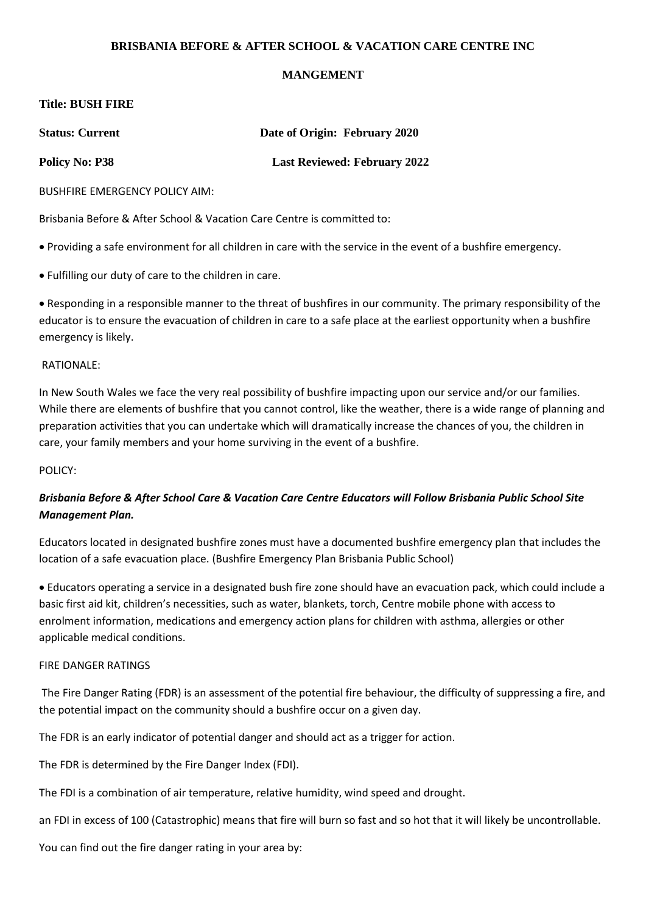**BRISBANIA BEFORE & AFTER SCHOOL & VACATION CARE CENTRE INC**

**MANGEMENT**

**Title: BUSH FIRE**

**Status: Current** **Date of Origin: February 2020**

**Policy No: P38** **Last Reviewed: February 2022**

BUSHFIRE EMERGENCY POLICY AIM:

Brisbania Before & After School & Vacation Care Centre is committed to:

- Providing a safe environment for all children in care with the service in the event of a bushfire emergency.
- Fulfilling our duty of care to the children in care.
- Responding in a responsible manner to the threat of bushfires in our community. The primary responsibility of the educator is to ensure the evacuation of children in care to a safe place at the earliest opportunity when a bushfire emergency is likely.

RATIONALE:

In New South Wales we face the very real possibility of bushfire impacting upon our service and/or our families. While there are elements of bushfire that you cannot control, like the weather, there is a wide range of planning and preparation activities that you can undertake which will dramatically increase the chances of you, the children in care, your family members and your home surviving in the event of a bushfire.

POLICY:

***Brisbania Before & After School Care & Vacation Care Centre Educators will Follow Brisbania Public School Site Management Plan.***

Educators located in designated bushfire zones must have a documented bushfire emergency plan that includes the location of a safe evacuation place. (Bushfire Emergency Plan Brisbania Public School)

- Educators operating a service in a designated bush fire zone should have an evacuation pack, which could include a basic first aid kit, children's necessities, such as water, blankets, torch, Centre mobile phone with access to enrolment information, medications and emergency action plans for children with asthma, allergies or other applicable medical conditions.

FIRE DANGER RATINGS

The Fire Danger Rating (FDR) is an assessment of the potential fire behaviour, the difficulty of suppressing a fire, and the potential impact on the community should a bushfire occur on a given day.

The FDR is an early indicator of potential danger and should act as a trigger for action.

The FDR is determined by the Fire Danger Index (FDI).

The FDI is a combination of air temperature, relative humidity, wind speed and drought.

an FDI in excess of 100 (Catastrophic) means that fire will burn so fast and so hot that it will likely be uncontrollable.

You can find out the fire danger rating in your area by: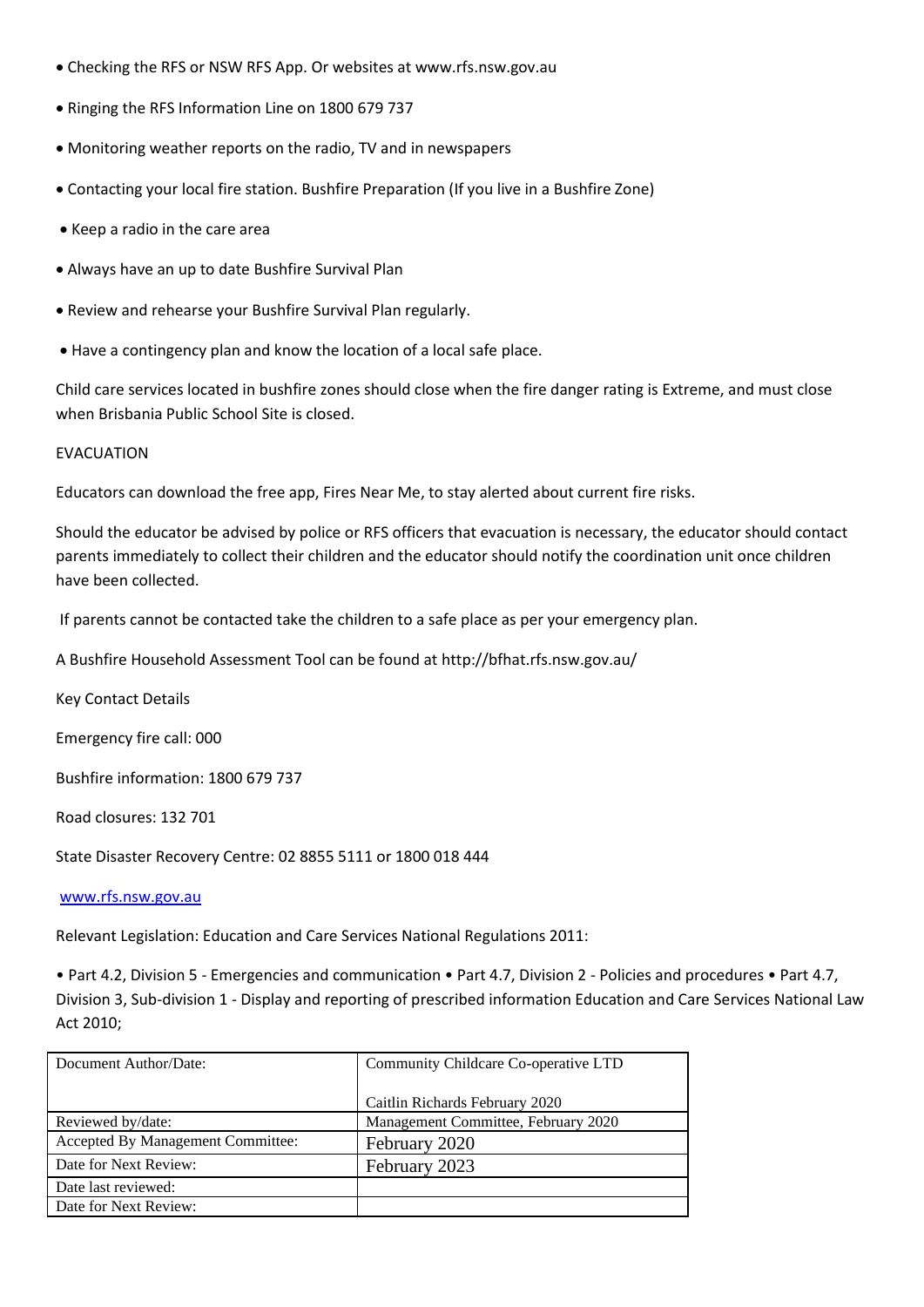- Checking the RFS or NSW RFS App. Or websites at www.rfs.nsw.gov.au
- Ringing the RFS Information Line on 1800 679 737
- Monitoring weather reports on the radio, TV and in newspapers
- Contacting your local fire station. Bushfire Preparation (If you live in a Bushfire Zone)
- Keep a radio in the care area
- Always have an up to date Bushfire Survival Plan
- Review and rehearse your Bushfire Survival Plan regularly.
- Have a contingency plan and know the location of a local safe place.

Child care services located in bushfire zones should close when the fire danger rating is Extreme, and must close when Brisbania Public School Site is closed.

EVACUATION

Educators can download the free app, Fires Near Me, to stay alerted about current fire risks.

Should the educator be advised by police or RFS officers that evacuation is necessary, the educator should contact parents immediately to collect their children and the educator should notify the coordination unit once children have been collected.

If parents cannot be contacted take the children to a safe place as per your emergency plan.

A Bushfire Household Assessment Tool can be found at http://bfhat.rfs.nsw.gov.au/

Key Contact Details

Emergency fire call: 000

Bushfire information: 1800 679 737

Road closures: 132 701

State Disaster Recovery Centre: 02 8855 5111 or 1800 018 444

www.rfs.nsw.gov.au

Relevant Legislation: Education and Care Services National Regulations 2011:

• Part 4.2, Division 5 - Emergencies and communication • Part 4.7, Division 2 - Policies and procedures • Part 4.7, Division 3, Sub-division 1 - Display and reporting of prescribed information Education and Care Services National Law Act 2010;

| | |
|---|---|
| Document Author/Date: | Community Childcare Co-operative LTD<br><br>Caitlin Richards February 2020 |
| Reviewed by/date: | Management Committee, February 2020 |
| Accepted By Management Committee: | February 2020 |
| Date for Next Review: | February 2023 |
| Date last reviewed: | |
| Date for Next Review: | |